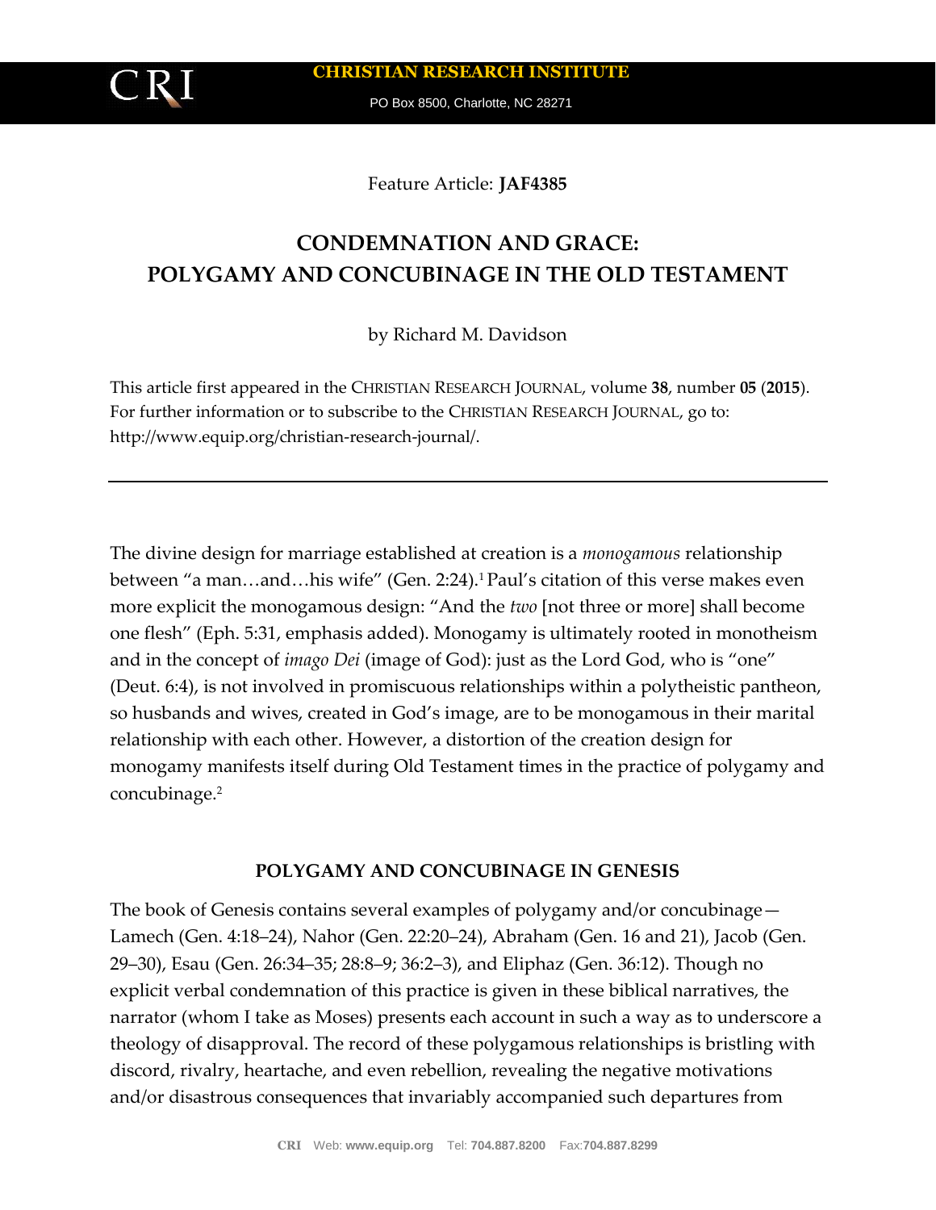CRI

**CHRISTIAN RESEARCH INSTITUTE**

PO Box 8500, Charlotte, NC 28271

Feature Article: **JAF4385**

# CONDEMNATION AND GRACE: POLYGAMY AND CONCUBINAGE IN THE OLD TESTAMENT

by Richard M. Davidson

This article first appeared in the CHRISTIAN RESEARCH JOURNAL, volume **38**, number **05** (**2015**). For further information or to subscribe to the CHRISTIAN RESEARCH JOURNAL, go to: http://www.equip.org/christian-research-journal/.

---

The divine design for marriage established at creation is a *monogamous* relationship between "a man…and…his wife" (Gen. 2:24).[1] Paul's citation of this verse makes even more explicit the monogamous design: "And the *two* [not three or more] shall become one flesh" (Eph. 5:31, emphasis added). Monogamy is ultimately rooted in monotheism and in the concept of *imago Dei* (image of God): just as the Lord God, who is "one" (Deut. 6:4), is not involved in promiscuous relationships within a polytheistic pantheon, so husbands and wives, created in God's image, are to be monogamous in their marital relationship with each other. However, a distortion of the creation design for monogamy manifests itself during Old Testament times in the practice of polygamy and concubinage.[2]

## POLYGAMY AND CONCUBINAGE IN GENESIS

The book of Genesis contains several examples of polygamy and/or concubinage—Lamech (Gen. 4:18–24), Nahor (Gen. 22:20–24), Abraham (Gen. 16 and 21), Jacob (Gen. 29–30), Esau (Gen. 26:34–35; 28:8–9; 36:2–3), and Eliphaz (Gen. 36:12). Though no explicit verbal condemnation of this practice is given in these biblical narratives, the narrator (whom I take as Moses) presents each account in such a way as to underscore a theology of disapproval. The record of these polygamous relationships is bristling with discord, rivalry, heartache, and even rebellion, revealing the negative motivations and/or disastrous consequences that invariably accompanied such departures from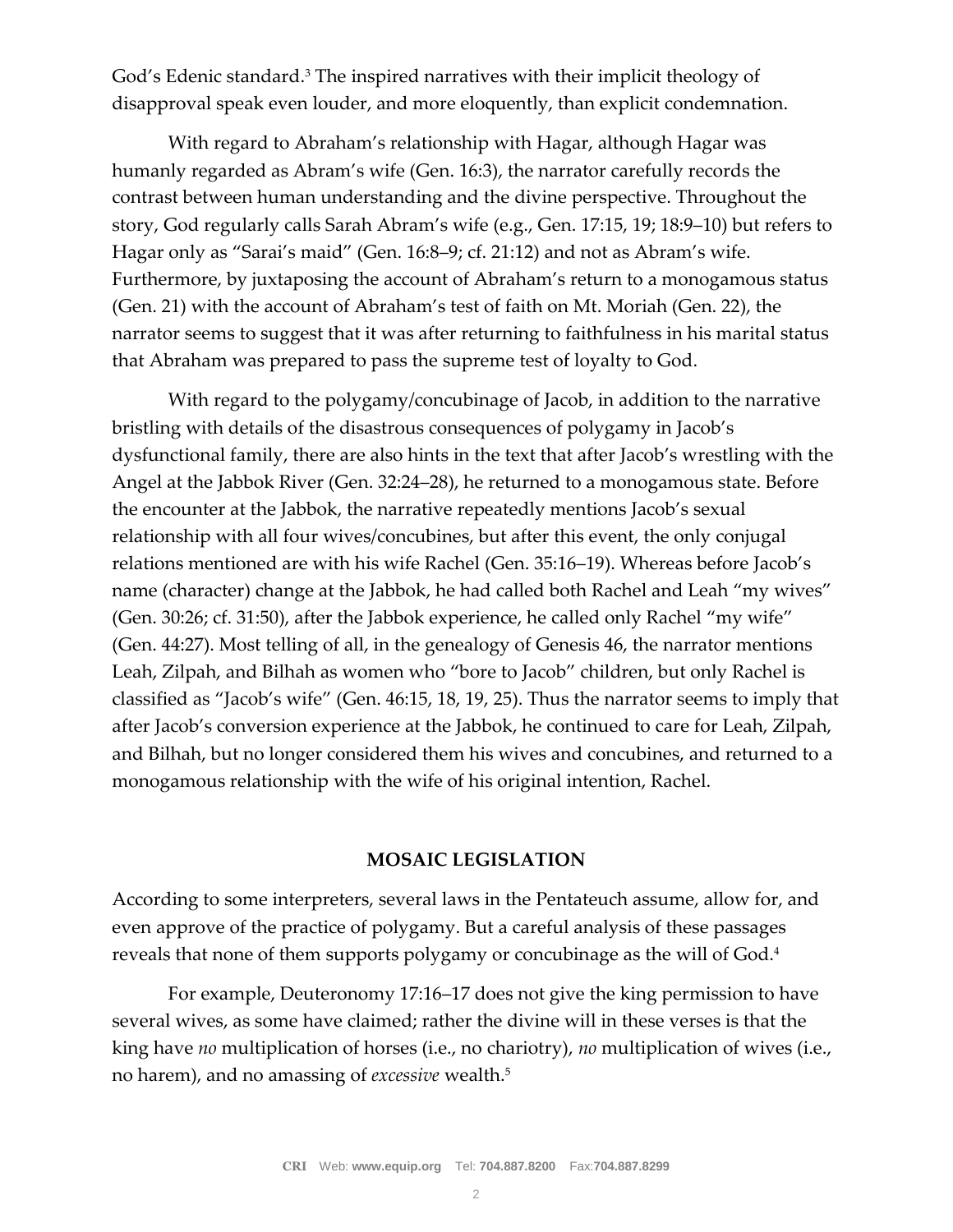God's Edenic standard.[3] The inspired narratives with their implicit theology of disapproval speak even louder, and more eloquently, than explicit condemnation.

With regard to Abraham's relationship with Hagar, although Hagar was humanly regarded as Abram's wife (Gen. 16:3), the narrator carefully records the contrast between human understanding and the divine perspective. Throughout the story, God regularly calls Sarah Abram's wife (e.g., Gen. 17:15, 19; 18:9–10) but refers to Hagar only as "Sarai's maid" (Gen. 16:8–9; cf. 21:12) and not as Abram's wife. Furthermore, by juxtaposing the account of Abraham's return to a monogamous status (Gen. 21) with the account of Abraham's test of faith on Mt. Moriah (Gen. 22), the narrator seems to suggest that it was after returning to faithfulness in his marital status that Abraham was prepared to pass the supreme test of loyalty to God.

With regard to the polygamy/concubinage of Jacob, in addition to the narrative bristling with details of the disastrous consequences of polygamy in Jacob's dysfunctional family, there are also hints in the text that after Jacob's wrestling with the Angel at the Jabbok River (Gen. 32:24–28), he returned to a monogamous state. Before the encounter at the Jabbok, the narrative repeatedly mentions Jacob's sexual relationship with all four wives/concubines, but after this event, the only conjugal relations mentioned are with his wife Rachel (Gen. 35:16–19). Whereas before Jacob's name (character) change at the Jabbok, he had called both Rachel and Leah "my wives" (Gen. 30:26; cf. 31:50), after the Jabbok experience, he called only Rachel "my wife" (Gen. 44:27). Most telling of all, in the genealogy of Genesis 46, the narrator mentions Leah, Zilpah, and Bilhah as women who "bore to Jacob" children, but only Rachel is classified as "Jacob's wife" (Gen. 46:15, 18, 19, 25). Thus the narrator seems to imply that after Jacob's conversion experience at the Jabbok, he continued to care for Leah, Zilpah, and Bilhah, but no longer considered them his wives and concubines, and returned to a monogamous relationship with the wife of his original intention, Rachel.

## MOSAIC LEGISLATION

According to some interpreters, several laws in the Pentateuch assume, allow for, and even approve of the practice of polygamy. But a careful analysis of these passages reveals that none of them supports polygamy or concubinage as the will of God.[4]

For example, Deuteronomy 17:16–17 does not give the king permission to have several wives, as some have claimed; rather the divine will in these verses is that the king have *no* multiplication of horses (i.e., no chariotry), *no* multiplication of wives (i.e., no harem), and no amassing of *excessive* wealth.[5]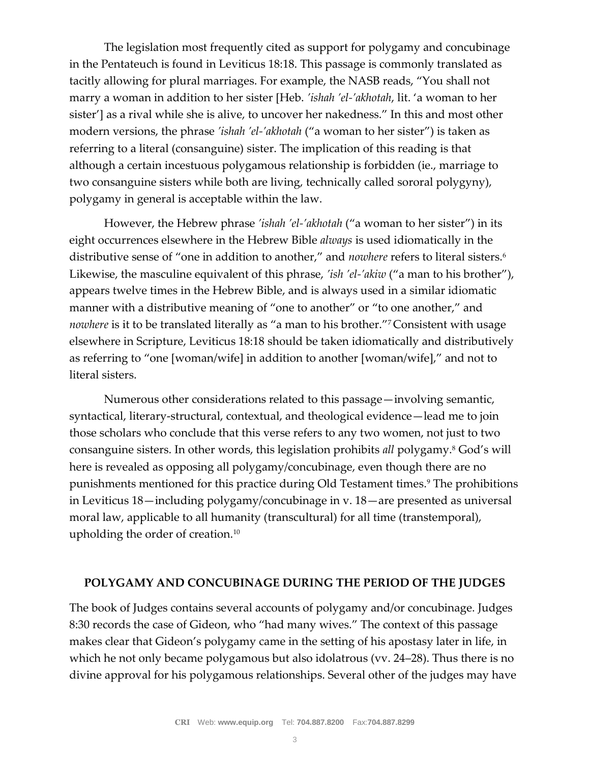The legislation most frequently cited as support for polygamy and concubinage in the Pentateuch is found in Leviticus 18:18. This passage is commonly translated as tacitly allowing for plural marriages. For example, the NASB reads, "You shall not marry a woman in addition to her sister [Heb. *'ishah 'el-'akhotah*, lit. 'a woman to her sister'] as a rival while she is alive, to uncover her nakedness." In this and most other modern versions, the phrase *'ishah 'el-'akhotah* ("a woman to her sister") is taken as referring to a literal (consanguine) sister. The implication of this reading is that although a certain incestuous polygamous relationship is forbidden (ie., marriage to two consanguine sisters while both are living, technically called sororal polygyny), polygamy in general is acceptable within the law.

However, the Hebrew phrase *'ishah 'el-'akhotah* ("a woman to her sister") in its eight occurrences elsewhere in the Hebrew Bible *always* is used idiomatically in the distributive sense of "one in addition to another," and *nowhere* refers to literal sisters.[6] Likewise, the masculine equivalent of this phrase, *'ish 'el-'akiw* ("a man to his brother"), appears twelve times in the Hebrew Bible, and is always used in a similar idiomatic manner with a distributive meaning of "one to another" or "to one another," and *nowhere* is it to be translated literally as "a man to his brother."[7] Consistent with usage elsewhere in Scripture, Leviticus 18:18 should be taken idiomatically and distributively as referring to "one [woman/wife] in addition to another [woman/wife]," and not to literal sisters.

Numerous other considerations related to this passage—involving semantic, syntactical, literary-structural, contextual, and theological evidence—lead me to join those scholars who conclude that this verse refers to any two women, not just to two consanguine sisters. In other words, this legislation prohibits *all* polygamy.[8] God's will here is revealed as opposing all polygamy/concubinage, even though there are no punishments mentioned for this practice during Old Testament times.[9] The prohibitions in Leviticus 18—including polygamy/concubinage in v. 18—are presented as universal moral law, applicable to all humanity (transcultural) for all time (transtemporal), upholding the order of creation.[10]

## POLYGAMY AND CONCUBINAGE DURING THE PERIOD OF THE JUDGES

The book of Judges contains several accounts of polygamy and/or concubinage. Judges 8:30 records the case of Gideon, who "had many wives." The context of this passage makes clear that Gideon's polygamy came in the setting of his apostasy later in life, in which he not only became polygamous but also idolatrous (vv. 24–28). Thus there is no divine approval for his polygamous relationships. Several other of the judges may have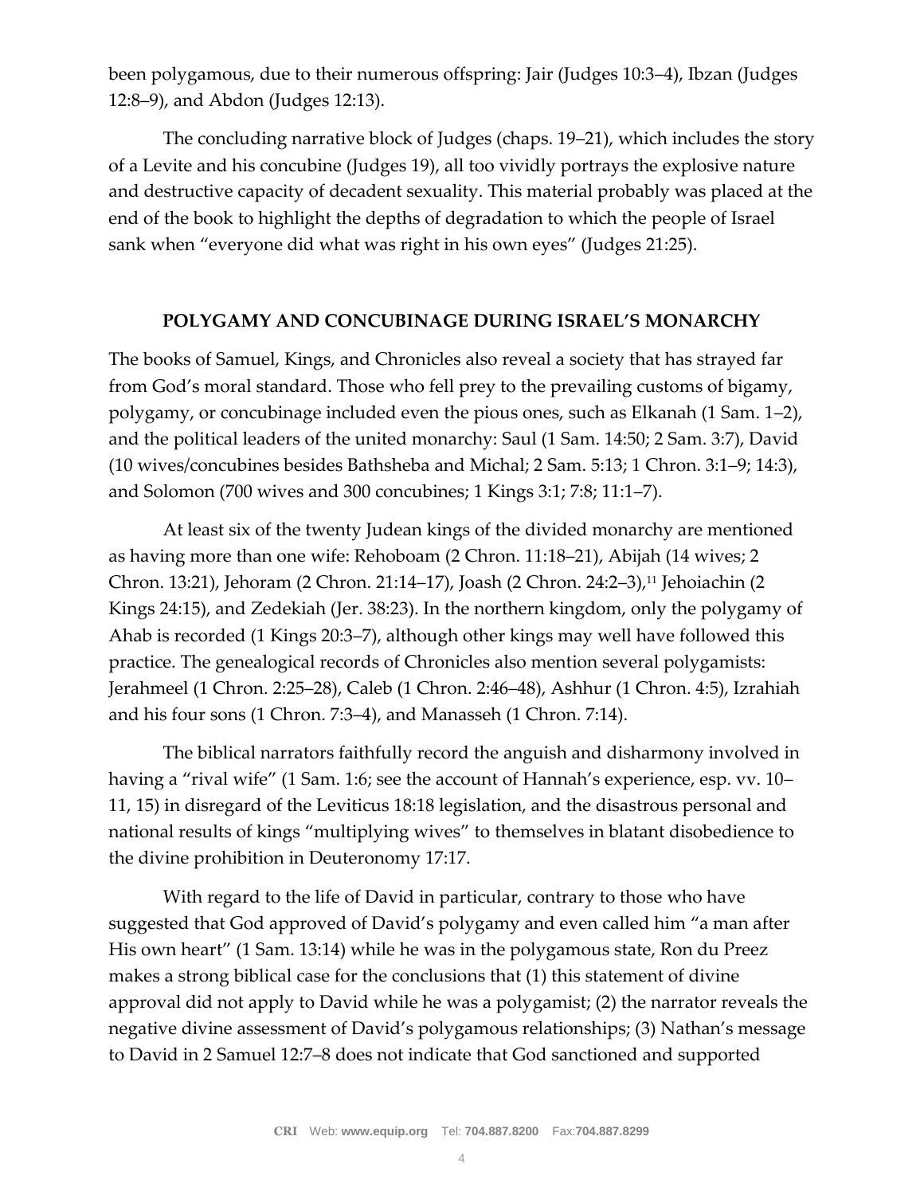been polygamous, due to their numerous offspring: Jair (Judges 10:3–4), Ibzan (Judges 12:8–9), and Abdon (Judges 12:13).

The concluding narrative block of Judges (chaps. 19–21), which includes the story of a Levite and his concubine (Judges 19), all too vividly portrays the explosive nature and destructive capacity of decadent sexuality. This material probably was placed at the end of the book to highlight the depths of degradation to which the people of Israel sank when "everyone did what was right in his own eyes" (Judges 21:25).

## POLYGAMY AND CONCUBINAGE DURING ISRAEL'S MONARCHY

The books of Samuel, Kings, and Chronicles also reveal a society that has strayed far from God's moral standard. Those who fell prey to the prevailing customs of bigamy, polygamy, or concubinage included even the pious ones, such as Elkanah (1 Sam. 1–2), and the political leaders of the united monarchy: Saul (1 Sam. 14:50; 2 Sam. 3:7), David (10 wives/concubines besides Bathsheba and Michal; 2 Sam. 5:13; 1 Chron. 3:1–9; 14:3), and Solomon (700 wives and 300 concubines; 1 Kings 3:1; 7:8; 11:1–7).

At least six of the twenty Judean kings of the divided monarchy are mentioned as having more than one wife: Rehoboam (2 Chron. 11:18–21), Abijah (14 wives; 2 Chron. 13:21), Jehoram (2 Chron. 21:14–17), Joash (2 Chron. 24:2–3),[11] Jehoiachin (2 Kings 24:15), and Zedekiah (Jer. 38:23). In the northern kingdom, only the polygamy of Ahab is recorded (1 Kings 20:3–7), although other kings may well have followed this practice. The genealogical records of Chronicles also mention several polygamists: Jerahmeel (1 Chron. 2:25–28), Caleb (1 Chron. 2:46–48), Ashhur (1 Chron. 4:5), Izrahiah and his four sons (1 Chron. 7:3–4), and Manasseh (1 Chron. 7:14).

The biblical narrators faithfully record the anguish and disharmony involved in having a "rival wife" (1 Sam. 1:6; see the account of Hannah's experience, esp. vv. 10–11, 15) in disregard of the Leviticus 18:18 legislation, and the disastrous personal and national results of kings "multiplying wives" to themselves in blatant disobedience to the divine prohibition in Deuteronomy 17:17.

With regard to the life of David in particular, contrary to those who have suggested that God approved of David's polygamy and even called him "a man after His own heart" (1 Sam. 13:14) while he was in the polygamous state, Ron du Preez makes a strong biblical case for the conclusions that (1) this statement of divine approval did not apply to David while he was a polygamist; (2) the narrator reveals the negative divine assessment of David's polygamous relationships; (3) Nathan's message to David in 2 Samuel 12:7–8 does not indicate that God sanctioned and supported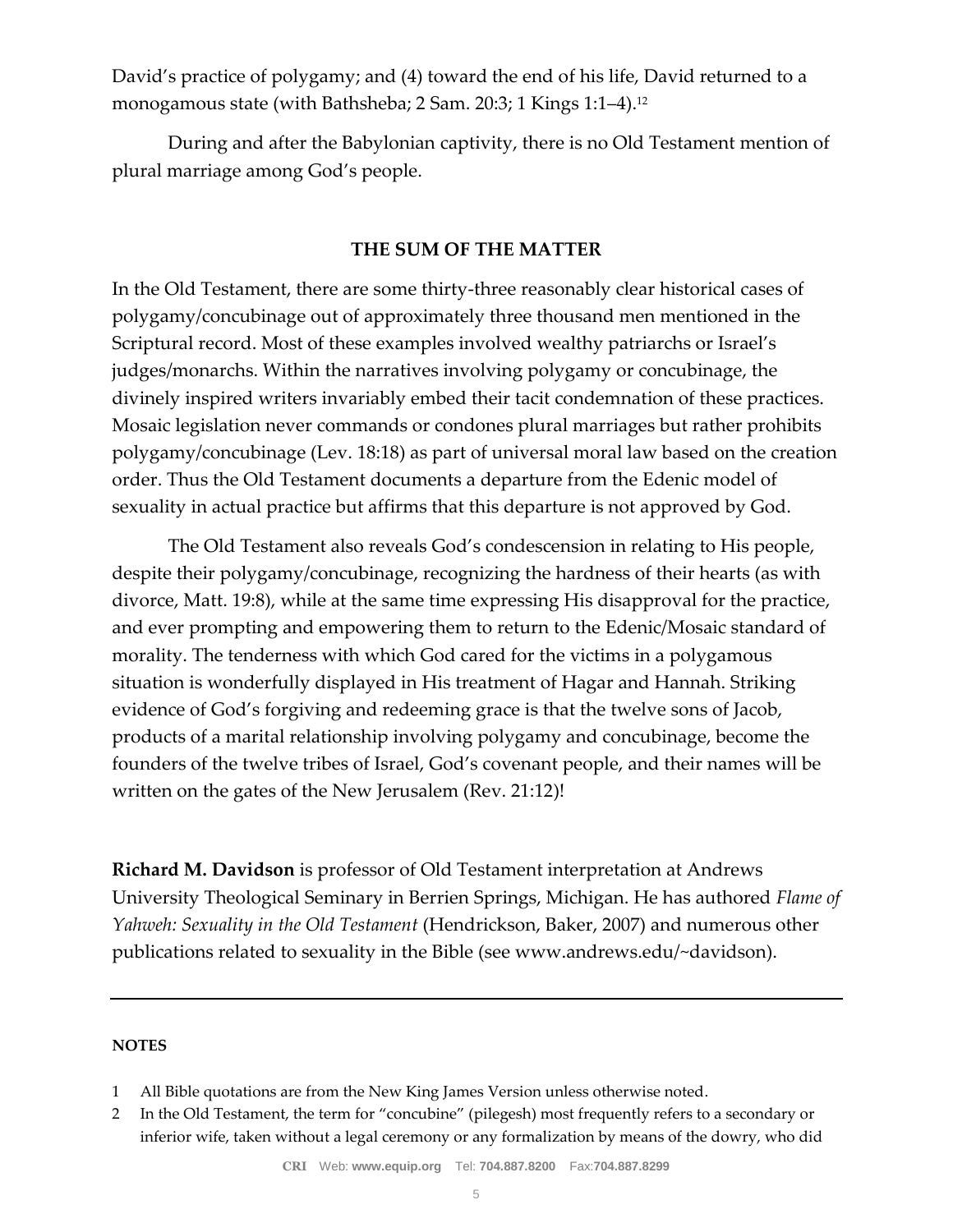David's practice of polygamy; and (4) toward the end of his life, David returned to a monogamous state (with Bathsheba; 2 Sam. 20:3; 1 Kings 1:1–4).[12]

During and after the Babylonian captivity, there is no Old Testament mention of plural marriage among God's people.

## THE SUM OF THE MATTER

In the Old Testament, there are some thirty-three reasonably clear historical cases of polygamy/concubinage out of approximately three thousand men mentioned in the Scriptural record. Most of these examples involved wealthy patriarchs or Israel's judges/monarchs. Within the narratives involving polygamy or concubinage, the divinely inspired writers invariably embed their tacit condemnation of these practices. Mosaic legislation never commands or condones plural marriages but rather prohibits polygamy/concubinage (Lev. 18:18) as part of universal moral law based on the creation order. Thus the Old Testament documents a departure from the Edenic model of sexuality in actual practice but affirms that this departure is not approved by God.

The Old Testament also reveals God's condescension in relating to His people, despite their polygamy/concubinage, recognizing the hardness of their hearts (as with divorce, Matt. 19:8), while at the same time expressing His disapproval for the practice, and ever prompting and empowering them to return to the Edenic/Mosaic standard of morality. The tenderness with which God cared for the victims in a polygamous situation is wonderfully displayed in His treatment of Hagar and Hannah. Striking evidence of God's forgiving and redeeming grace is that the twelve sons of Jacob, products of a marital relationship involving polygamy and concubinage, become the founders of the twelve tribes of Israel, God's covenant people, and their names will be written on the gates of the New Jerusalem (Rev. 21:12)!

**Richard M. Davidson** is professor of Old Testament interpretation at Andrews University Theological Seminary in Berrien Springs, Michigan. He has authored *Flame of Yahweh: Sexuality in the Old Testament* (Hendrickson, Baker, 2007) and numerous other publications related to sexuality in the Bible (see www.andrews.edu/~davidson).

---

**NOTES**

1 All Bible quotations are from the New King James Version unless otherwise noted.

2 In the Old Testament, the term for "concubine" (pilegesh) most frequently refers to a secondary or inferior wife, taken without a legal ceremony or any formalization by means of the dowry, who did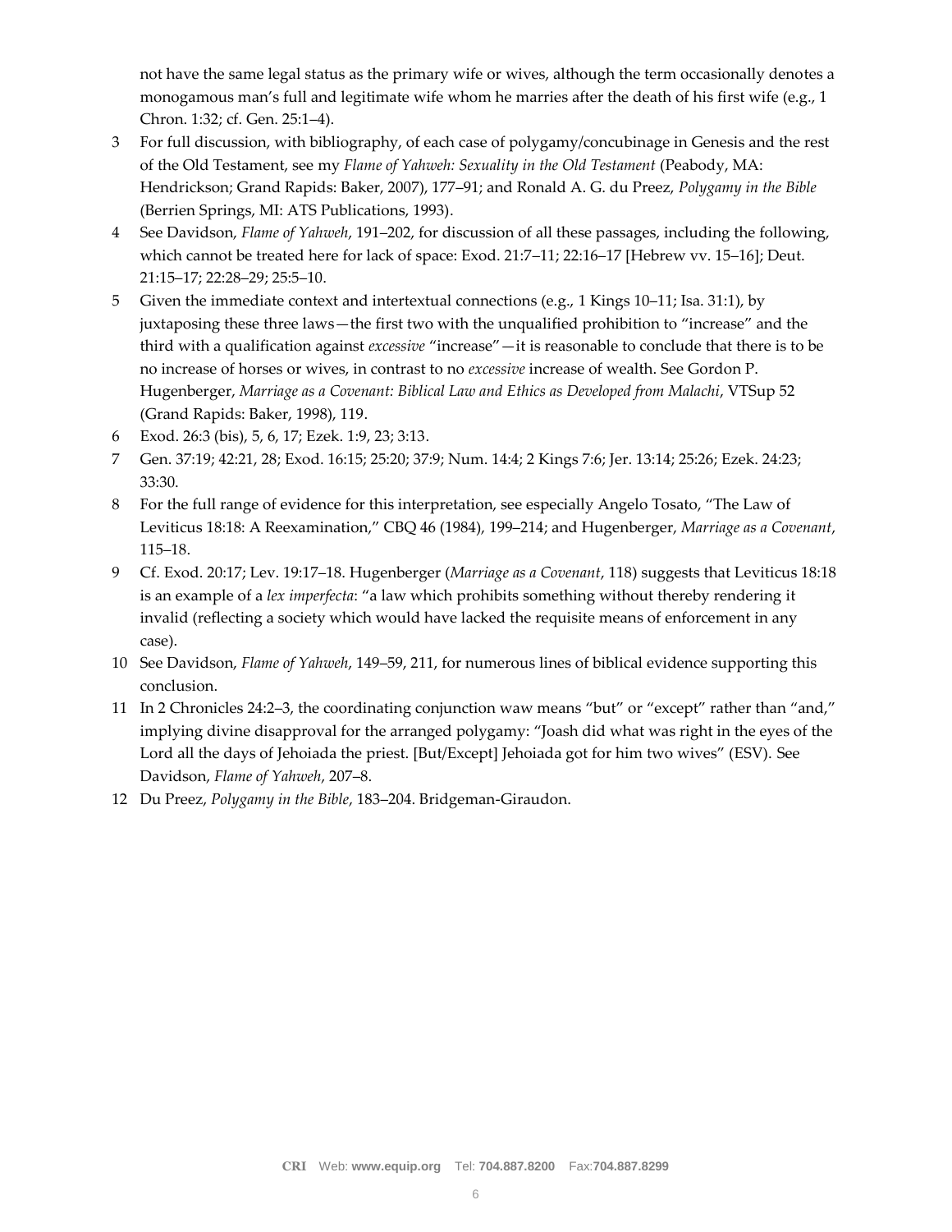not have the same legal status as the primary wife or wives, although the term occasionally denotes a monogamous man's full and legitimate wife whom he marries after the death of his first wife (e.g., 1 Chron. 1:32; cf. Gen. 25:1–4).

3 For full discussion, with bibliography, of each case of polygamy/concubinage in Genesis and the rest of the Old Testament, see my *Flame of Yahweh: Sexuality in the Old Testament* (Peabody, MA: Hendrickson; Grand Rapids: Baker, 2007), 177–91; and Ronald A. G. du Preez, *Polygamy in the Bible* (Berrien Springs, MI: ATS Publications, 1993).

4 See Davidson, *Flame of Yahweh*, 191–202, for discussion of all these passages, including the following, which cannot be treated here for lack of space: Exod. 21:7–11; 22:16–17 [Hebrew vv. 15–16]; Deut. 21:15–17; 22:28–29; 25:5–10.

5 Given the immediate context and intertextual connections (e.g., 1 Kings 10–11; Isa. 31:1), by juxtaposing these three laws—the first two with the unqualified prohibition to "increase" and the third with a qualification against *excessive* "increase"—it is reasonable to conclude that there is to be no increase of horses or wives, in contrast to no *excessive* increase of wealth. See Gordon P. Hugenberger, *Marriage as a Covenant: Biblical Law and Ethics as Developed from Malachi*, VTSup 52 (Grand Rapids: Baker, 1998), 119.

6 Exod. 26:3 (bis), 5, 6, 17; Ezek. 1:9, 23; 3:13.

7 Gen. 37:19; 42:21, 28; Exod. 16:15; 25:20; 37:9; Num. 14:4; 2 Kings 7:6; Jer. 13:14; 25:26; Ezek. 24:23; 33:30.

8 For the full range of evidence for this interpretation, see especially Angelo Tosato, "The Law of Leviticus 18:18: A Reexamination," CBQ 46 (1984), 199–214; and Hugenberger, *Marriage as a Covenant*, 115–18.

9 Cf. Exod. 20:17; Lev. 19:17–18. Hugenberger (*Marriage as a Covenant*, 118) suggests that Leviticus 18:18 is an example of a *lex imperfecta*: "a law which prohibits something without thereby rendering it invalid (reflecting a society which would have lacked the requisite means of enforcement in any case).

10 See Davidson, *Flame of Yahweh*, 149–59, 211, for numerous lines of biblical evidence supporting this conclusion.

11 In 2 Chronicles 24:2–3, the coordinating conjunction waw means "but" or "except" rather than "and," implying divine disapproval for the arranged polygamy: "Joash did what was right in the eyes of the Lord all the days of Jehoiada the priest. [But/Except] Jehoiada got for him two wives" (ESV). See Davidson, *Flame of Yahweh*, 207–8.

12 Du Preez, *Polygamy in the Bible*, 183–204. Bridgeman-Giraudon.

**CRI** Web: **www.equip.org** Tel: **704.887.8200** Fax:**704.887.8299**